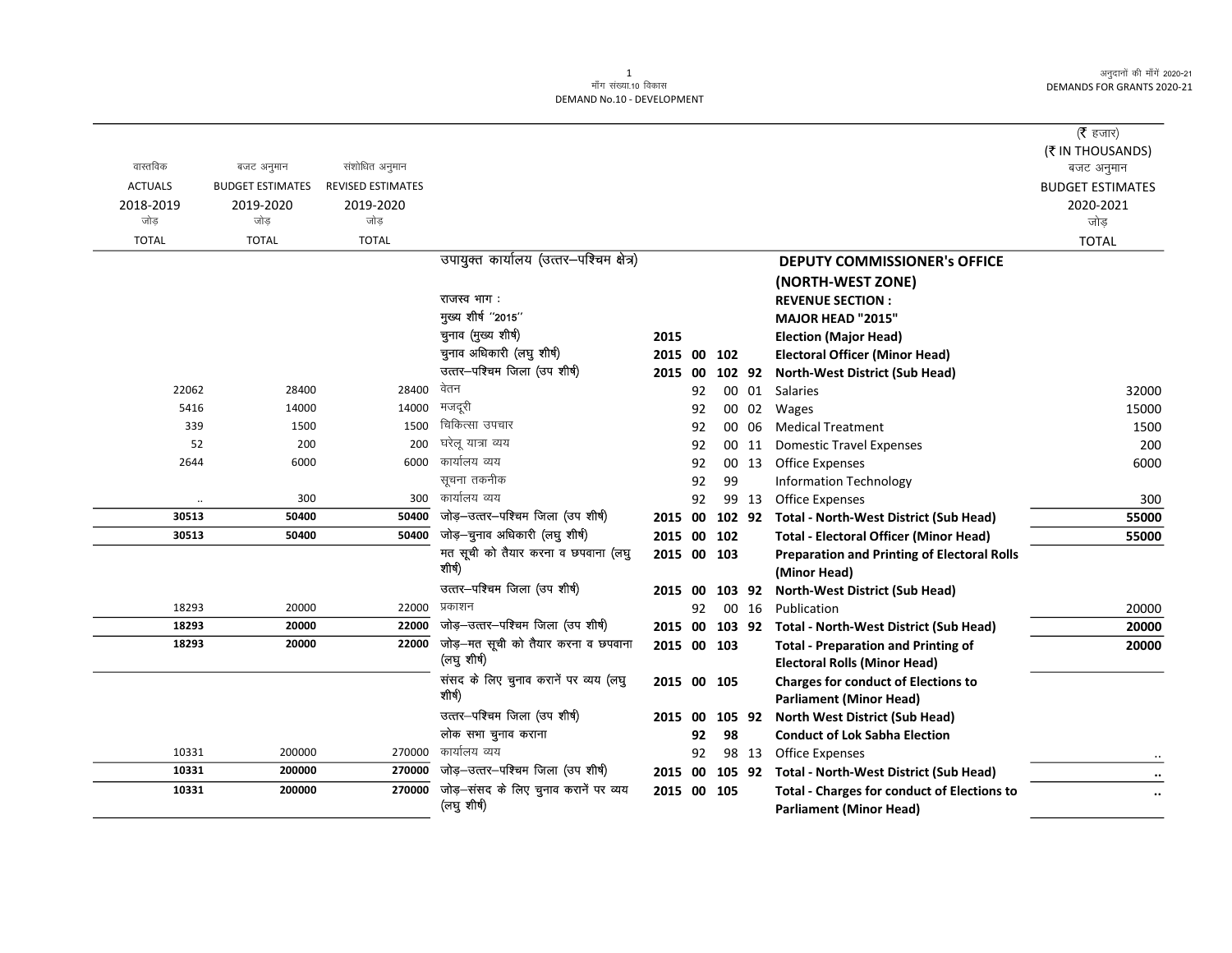माँग संख्या.10 विकास
DEMAND No.10 - DEVELOPMENT

| वास्तविक ACTUALS 2018-2019 जोड़ TOTAL | बजट अनुमान BUDGET ESTIMATES 2019-2020 जोड़ TOTAL | संशोधित अनुमान REVISED ESTIMATES 2019-2020 जोड़ TOTAL | | | | | | | (₹ हजार) (₹ IN THOUSANDS) बजट अनुमान BUDGET ESTIMATES 2020-2021 जोड़ TOTAL |
|---|---|---|---|---|---|---|---|---|---|
| | | | उपायुक्त कार्यालय (उत्तर–पश्चिम क्षेत्र) | | | | | **DEPUTY COMMISSIONER's OFFICE (NORTH-WEST ZONE)** | |
| | | | राजस्व भाग : | | | | | **REVENUE SECTION :** | |
| | | | मुख्य शीर्ष ''2015'' | | | | | **MAJOR HEAD "2015"** | |
| | | | चुनाव (मुख्य शीर्ष) | 2015 | | | | **Election (Major Head)** | |
| | | | चुनाव अधिकारी (लघु शीर्ष) | 2015 | 00 | 102 | | **Electoral Officer (Minor Head)** | |
| | | | उत्तर–पश्चिम जिला (उप शीर्ष) | 2015 | 00 | 102 | 92 | **North-West District (Sub Head)** | |
| 22062 | 28400 | 28400 | वेतन | | 92 | 00 | 01 | Salaries | 32000 |
| 5416 | 14000 | 14000 | मजदूरी | | 92 | 00 | 02 | Wages | 15000 |
| 339 | 1500 | 1500 | चिकित्सा उपचार | | 92 | 00 | 06 | Medical Treatment | 1500 |
| 52 | 200 | 200 | घरेलू यात्रा व्यय | | 92 | 00 | 11 | Domestic Travel Expenses | 200 |
| 2644 | 6000 | 6000 | कार्यालय व्यय | | 92 | 00 | 13 | Office Expenses | 6000 |
| | | | सूचना तकनीक | | 92 | 99 | | Information Technology | |
| .. | 300 | 300 | कार्यालय व्यय | | 92 | 99 | 13 | Office Expenses | 300 |
| **30513** | **50400** | **50400** | जोड़–उत्तर–पश्चिम जिला (उप शीर्ष) | 2015 | 00 | 102 | 92 | **Total - North-West District (Sub Head)** | **55000** |
| **30513** | **50400** | **50400** | जोड़–चुनाव अधिकारी (लघु शीर्ष) | 2015 | 00 | 102 | | **Total - Electoral Officer (Minor Head)** | **55000** |
| | | | मत सूची को तैयार करना व छपवाना (लघु शीर्ष) | 2015 | 00 | 103 | | **Preparation and Printing of Electoral Rolls (Minor Head)** | |
| | | | उत्तर–पश्चिम जिला (उप शीर्ष) | 2015 | 00 | 103 | 92 | **North-West District (Sub Head)** | |
| 18293 | 20000 | 22000 | प्रकाशन | | 92 | 00 | 16 | Publication | 20000 |
| **18293** | **20000** | **22000** | जोड़–उत्तर–पश्चिम जिला (उप शीर्ष) | 2015 | 00 | 103 | 92 | **Total - North-West District (Sub Head)** | **20000** |
| **18293** | **20000** | **22000** | जोड़–मत सूची को तैयार करना व छपवाना (लघु शीर्ष) | 2015 | 00 | 103 | | **Total - Preparation and Printing of Electoral Rolls (Minor Head)** | **20000** |
| | | | संसद के लिए चुनाव करानें पर व्यय (लघु शीर्ष) | 2015 | 00 | 105 | | **Charges for conduct of Elections to Parliament (Minor Head)** | |
| | | | उत्तर–पश्चिम जिला (उप शीर्ष) | 2015 | 00 | 105 | 92 | **North West District (Sub Head)** | |
| | | | लोक सभा चुनाव कराना | | 92 | 98 | | **Conduct of Lok Sabha Election** | |
| 10331 | 200000 | 270000 | कार्यालय व्यय | | 92 | 98 | 13 | Office Expenses | .. |
| **10331** | **200000** | **270000** | जोड़–उत्तर–पश्चिम जिला (उप शीर्ष) | 2015 | 00 | 105 | 92 | **Total - North-West District (Sub Head)** | **..** |
| **10331** | **200000** | **270000** | जोड़–संसद के लिए चुनाव करानें पर व्यय (लघु शीर्ष) | 2015 | 00 | 105 | | **Total - Charges for conduct of Elections to Parliament (Minor Head)** | **..** |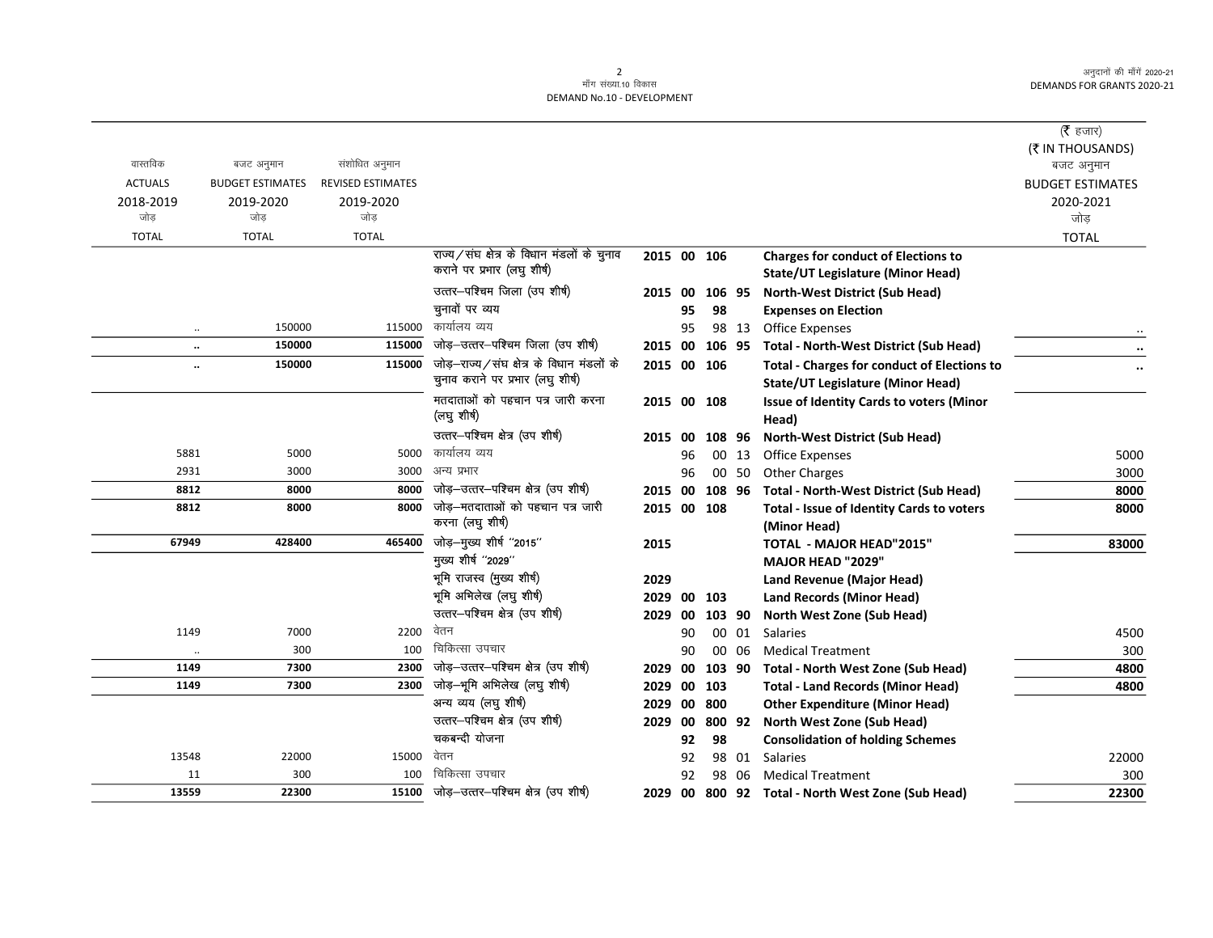मॉंग संख्या.10 विकास
DEMAND No.10 - DEVELOPMENT

| वास्तविक ACTUALS 2018-2019 जोड़ TOTAL | बजट अनुमान BUDGET ESTIMATES 2019-2020 जोड़ TOTAL | संशोधित अनुमान REVISED ESTIMATES 2019-2020 जोड़ TOTAL | | | | | | | (₹ हजार) (₹ IN THOUSANDS) बजट अनुमान BUDGET ESTIMATES 2020-2021 जोड़ TOTAL |
|---|---|---|---|---|---|---|---|---|---|
| | | | राज्य/संघ क्षेत्र के विधान मंडलों के चुनाव कराने पर प्रभार (लघु शीर्ष) | 2015 | 00 | 106 | | **Charges for conduct of Elections to State/UT Legislature (Minor Head)** | |
| | | | उत्तर–पश्चिम जिला (उप शीर्ष) | 2015 | 00 | 106 | 95 | **North-West District (Sub Head)** | |
| | | | चुनावों पर व्यय | | 95 | 98 | | **Expenses on Election** | |
| .. | 150000 | 115000 | कार्यालय व्यय | | 95 | 98 | 13 | Office Expenses | .. |
| **..** | **150000** | **115000** | जोड़–उत्तर–पश्चिम जिला (उप शीर्ष) | 2015 | 00 | 106 | 95 | **Total - North-West District (Sub Head)** | **..** |
| **..** | **150000** | **115000** | जोड़–राज्य/संघ क्षेत्र के विधान मंडलों के चुनाव कराने पर प्रभार (लघु शीर्ष) | 2015 | 00 | 106 | | **Total - Charges for conduct of Elections to State/UT Legislature (Minor Head)** | **..** |
| | | | मतदाताओं को पहचान पत्र जारी करना (लघु शीर्ष) | 2015 | 00 | 108 | | **Issue of Identity Cards to voters (Minor Head)** | |
| | | | उत्तर–पश्चिम क्षेत्र (उप शीर्ष) | 2015 | 00 | 108 | 96 | **North-West District (Sub Head)** | |
| 5881 | 5000 | 5000 | कार्यालय व्यय | | 96 | 00 | 13 | Office Expenses | 5000 |
| 2931 | 3000 | 3000 | अन्य प्रभार | | 96 | 00 | 50 | Other Charges | 3000 |
| **8812** | **8000** | **8000** | जोड़–उत्तर–पश्चिम क्षेत्र (उप शीर्ष) | 2015 | 00 | 108 | 96 | **Total - North-West District (Sub Head)** | **8000** |
| **8812** | **8000** | **8000** | जोड़–मतदाताओं को पहचान पत्र जारी करना (लघु शीर्ष) | 2015 | 00 | 108 | | **Total - Issue of Identity Cards to voters (Minor Head)** | **8000** |
| **67949** | **428400** | **465400** | जोड़–मुख्य शीर्ष "2015" | 2015 | | | | **TOTAL - MAJOR HEAD"2015"** | **83000** |
| | | | मुख्य शीर्ष "2029" | | | | | **MAJOR HEAD "2029"** | |
| | | | भूमि राजस्व (मुख्य शीर्ष) | 2029 | | | | **Land Revenue (Major Head)** | |
| | | | भूमि अभिलेख (लघु शीर्ष) | 2029 | 00 | 103 | | **Land Records (Minor Head)** | |
| | | | उत्तर–पश्चिम क्षेत्र (उप शीर्ष) | 2029 | 00 | 103 | 90 | **North West Zone (Sub Head)** | |
| 1149 | 7000 | 2200 | वेतन | | 90 | 00 | 01 | Salaries | 4500 |
| .. | 300 | 100 | चिकित्सा उपचार | | 90 | 00 | 06 | Medical Treatment | 300 |
| **1149** | **7300** | **2300** | जोड़–उत्तर–पश्चिम क्षेत्र (उप शीर्ष) | 2029 | 00 | 103 | 90 | **Total - North West Zone (Sub Head)** | **4800** |
| **1149** | **7300** | **2300** | जोड़–भूमि अभिलेख (लघु शीर्ष) | 2029 | 00 | 103 | | **Total - Land Records (Minor Head)** | **4800** |
| | | | अन्य व्यय (लघु शीर्ष) | 2029 | 00 | 800 | | **Other Expenditure (Minor Head)** | |
| | | | उत्तर–पश्चिम क्षेत्र (उप शीर्ष) | 2029 | 00 | 800 | 92 | **North West Zone (Sub Head)** | |
| | | | चकबन्दी योजना | | 92 | 98 | | **Consolidation of holding Schemes** | |
| 13548 | 22000 | 15000 | वेतन | | 92 | 98 | 01 | Salaries | 22000 |
| 11 | 300 | 100 | चिकित्सा उपचार | | 92 | 98 | 06 | Medical Treatment | 300 |
| **13559** | **22300** | **15100** | जोड़–उत्तर–पश्चिम क्षेत्र (उप शीर्ष) | 2029 | 00 | 800 | 92 | **Total - North West Zone (Sub Head)** | **22300** |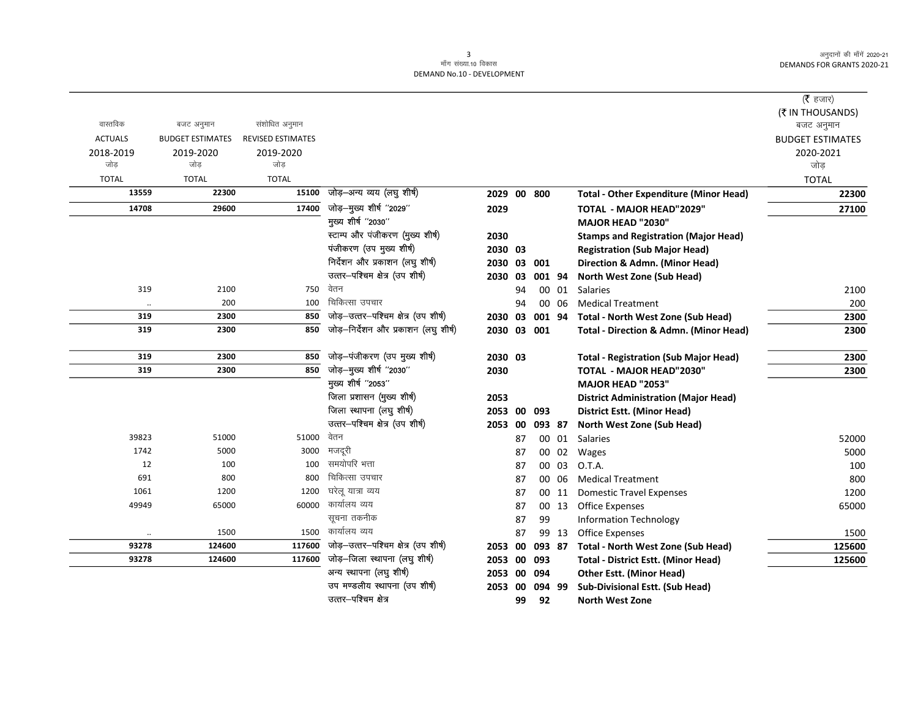मॉंग संख्या.10 विकास
DEMAND No.10 - DEVELOPMENT

| वास्तविक ACTUALS 2018-2019 जोड़ TOTAL | बजट अनुमान BUDGET ESTIMATES 2019-2020 जोड़ TOTAL | संशोधित अनुमान REVISED ESTIMATES 2019-2020 जोड़ TOTAL | | | | | | | (₹ हजार) (₹ IN THOUSANDS) बजट अनुमान BUDGET ESTIMATES 2020-2021 जोड़ TOTAL |
|---|---|---|---|---|---|---|---|---|---|
| 13559 | 22300 | 15100 | जोड़–अन्य व्यय (लघु शीर्ष) | 2029 | 00 | 800 | | **Total - Other Expenditure (Minor Head)** | 22300 |
| 14708 | 29600 | 17400 | जोड़–मुख्य शीर्ष ''2029'' | 2029 | | | | **TOTAL - MAJOR HEAD"2029"** | 27100 |
| | | | मुख्य शीर्ष ''2030'' | | | | | **MAJOR HEAD "2030"** | |
| | | | स्टाम्प और पंजीकरण (मुख्य शीर्ष) | 2030 | | | | **Stamps and Registration (Major Head)** | |
| | | | पंजीकरण (उप मुख्य शीर्ष) | 2030 | 03 | | | **Registration (Sub Major Head)** | |
| | | | निर्देशन और प्रकाशन (लघु शीर्ष) | 2030 | 03 | 001 | | **Direction & Admn. (Minor Head)** | |
| | | | उत्तर–पश्चिम क्षेत्र (उप शीर्ष) | 2030 | 03 | 001 | 94 | **North West Zone (Sub Head)** | |
| 319 | 2100 | 750 | वेतन | | 94 | 00 | 01 | Salaries | 2100 |
| .. | 200 | 100 | चिकित्सा उपचार | | 94 | 00 | 06 | Medical Treatment | 200 |
| 319 | 2300 | 850 | जोड़–उत्तर–पश्चिम क्षेत्र (उप शीर्ष) | 2030 | 03 | 001 | 94 | **Total - North West Zone (Sub Head)** | 2300 |
| 319 | 2300 | 850 | जोड़–निर्देशन और प्रकाशन (लघु शीर्ष) | 2030 | 03 | 001 | | **Total - Direction & Admn. (Minor Head)** | 2300 |
| 319 | 2300 | 850 | जोड़–पंजीकरण (उप मुख्य शीर्ष) | 2030 | 03 | | | **Total - Registration (Sub Major Head)** | 2300 |
| 319 | 2300 | 850 | जोड़–मुख्य शीर्ष ''2030'' | 2030 | | | | **TOTAL - MAJOR HEAD"2030"** | 2300 |
| | | | मुख्य शीर्ष ''2053'' | | | | | **MAJOR HEAD "2053"** | |
| | | | जिला प्रशासन (मुख्य शीर्ष) | 2053 | | | | **District Administration (Major Head)** | |
| | | | जिला स्थापना (लघु शीर्ष) | 2053 | 00 | 093 | | **District Estt. (Minor Head)** | |
| | | | उत्तर–पश्चिम क्षेत्र (उप शीर्ष) | 2053 | 00 | 093 | 87 | **North West Zone (Sub Head)** | |
| 39823 | 51000 | 51000 | वेतन | | 87 | 00 | 01 | Salaries | 52000 |
| 1742 | 5000 | 3000 | मजदूरी | | 87 | 00 | 02 | Wages | 5000 |
| 12 | 100 | 100 | समयोपरि भत्ता | | 87 | 00 | 03 | O.T.A. | 100 |
| 691 | 800 | 800 | चिकित्सा उपचार | | 87 | 00 | 06 | Medical Treatment | 800 |
| 1061 | 1200 | 1200 | घरेलू यात्रा व्यय | | 87 | 00 | 11 | Domestic Travel Expenses | 1200 |
| 49949 | 65000 | 60000 | कार्यालय व्यय | | 87 | 00 | 13 | Office Expenses | 65000 |
| | | | सूचना तकनीक | | 87 | 99 | | Information Technology | |
| .. | 1500 | 1500 | कार्यालय व्यय | | 87 | 99 | 13 | Office Expenses | 1500 |
| 93278 | 124600 | 117600 | जोड़–उत्तर–पश्चिम क्षेत्र (उप शीर्ष) | 2053 | 00 | 093 | 87 | **Total - North West Zone (Sub Head)** | 125600 |
| 93278 | 124600 | 117600 | जोड़–जिला स्थापना (लघु शीर्ष) | 2053 | 00 | 093 | | **Total - District Estt. (Minor Head)** | 125600 |
| | | | अन्य स्थापना (लघु शीर्ष) | 2053 | 00 | 094 | | **Other Estt. (Minor Head)** | |
| | | | उप मण्डलीय स्थापना (उप शीर्ष) | 2053 | 00 | 094 | 99 | **Sub-Divisional Estt. (Sub Head)** | |
| | | | उत्तर–पश्चिम क्षेत्र | | 99 | 92 | | **North West Zone** | |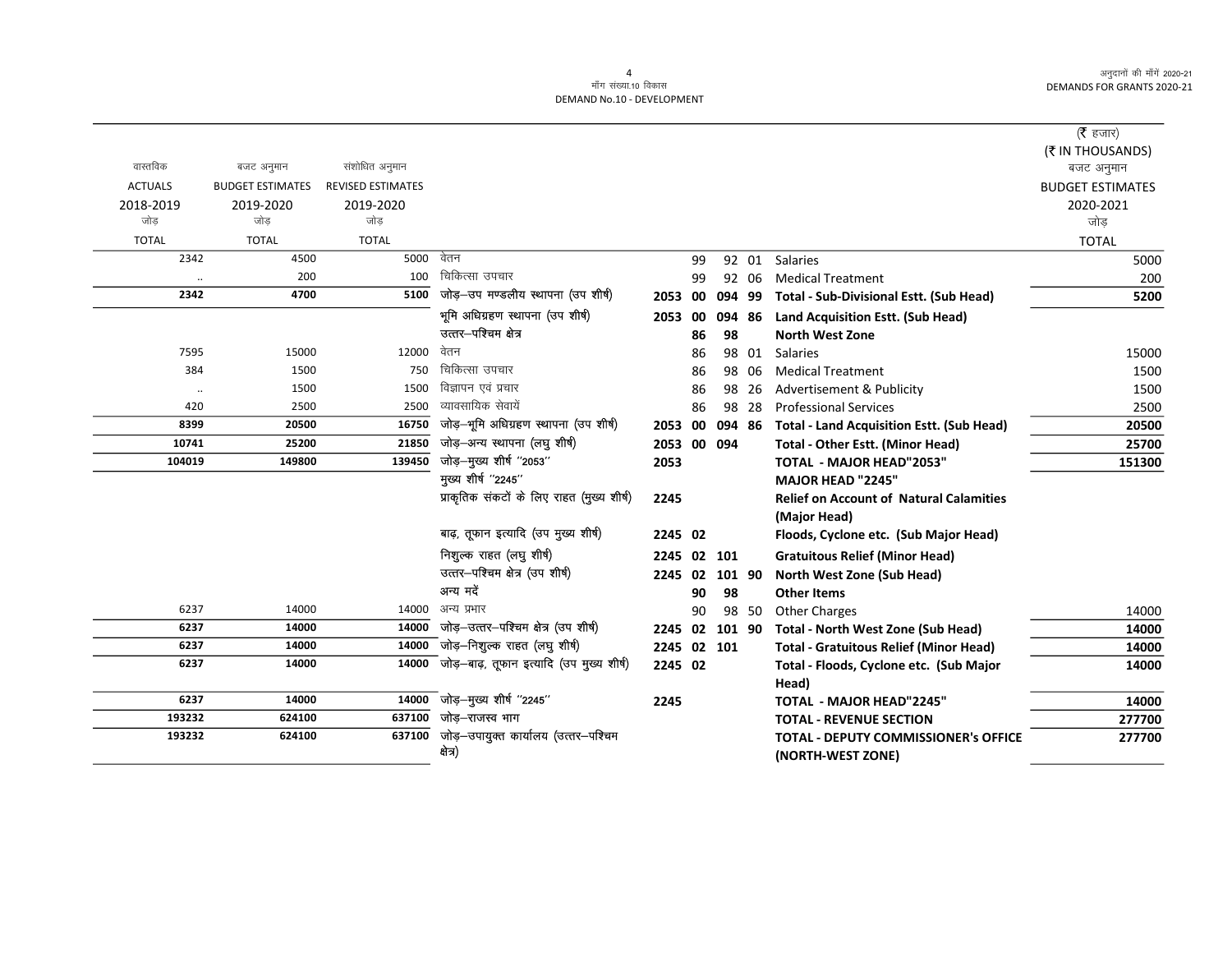मॉंग संख्या.10 विकास
DEMAND No.10 - DEVELOPMENT

| वास्तविक ACTUALS 2018-2019 जोड़ TOTAL | बजट अनुमान BUDGET ESTIMATES 2019-2020 जोड़ TOTAL | संशोधित अनुमान REVISED ESTIMATES 2019-2020 जोड़ TOTAL | | | | | | | (₹ हजार) (₹ IN THOUSANDS) बजट अनुमान BUDGET ESTIMATES 2020-2021 जोड़ TOTAL |
|---|---|---|---|---|---|---|---|---|---|
| 2342 | 4500 | 5000 | वेतन | | 99 | 92 | 01 | Salaries | 5000 |
| .. | 200 | 100 | चिकित्सा उपचार | | 99 | 92 | 06 | Medical Treatment | 200 |
| **2342** | **4700** | **5100** | **जोड़–उप मण्डलीय स्थापना (उप शीर्ष)** | **2053** | **00** | **094** | **99** | **Total - Sub-Divisional Estt. (Sub Head)** | **5200** |
| | | | भूमि अधिग्रहण स्थापना (उप शीर्ष) | **2053** | **00** | **094** | **86** | **Land Acquisition Estt. (Sub Head)** | |
| | | | उत्तर–पश्चिम क्षेत्र | | **86** | **98** | | **North West Zone** | |
| 7595 | 15000 | 12000 | वेतन | | 86 | 98 | 01 | Salaries | 15000 |
| 384 | 1500 | 750 | चिकित्सा उपचार | | 86 | 98 | 06 | Medical Treatment | 1500 |
| .. | 1500 | 1500 | विज्ञापन एवं प्रचार | | 86 | 98 | 26 | Advertisement & Publicity | 1500 |
| 420 | 2500 | 2500 | व्यावसायिक सेवायें | | 86 | 98 | 28 | Professional Services | 2500 |
| **8399** | **20500** | **16750** | **जोड़–भूमि अधिग्रहण स्थापना (उप शीर्ष)** | **2053** | **00** | **094** | **86** | **Total - Land Acquisition Estt. (Sub Head)** | **20500** |
| **10741** | **25200** | **21850** | **जोड़–अन्य स्थापना (लघु शीर्ष)** | **2053** | **00** | **094** | | **Total - Other Estt. (Minor Head)** | **25700** |
| **104019** | **149800** | **139450** | **जोड़–मुख्य शीर्ष "2053"** | **2053** | | | | **TOTAL - MAJOR HEAD"2053"** | **151300** |
| | | | मुख्य शीर्ष "2245" | | | | | **MAJOR HEAD "2245"** | |
| | | | प्राकृतिक संकटों के लिए राहत (मुख्य शीर्ष) | **2245** | | | | **Relief on Account of Natural Calamities (Major Head)** | |
| | | | बाढ़, तूफान इत्यादि (उप मुख्य शीर्ष) | **2245** | **02** | | | **Floods, Cyclone etc. (Sub Major Head)** | |
| | | | निशुल्क राहत (लघु शीर्ष) | **2245** | **02** | **101** | | **Gratuitous Relief (Minor Head)** | |
| | | | उत्तर–पश्चिम क्षेत्र (उप शीर्ष) | **2245** | **02** | **101** | **90** | **North West Zone (Sub Head)** | |
| | | | अन्य मदें | | **90** | **98** | | **Other Items** | |
| 6237 | 14000 | 14000 | अन्य प्रभार | | 90 | 98 | 50 | Other Charges | 14000 |
| **6237** | **14000** | **14000** | **जोड़–उत्तर–पश्चिम क्षेत्र (उप शीर्ष)** | **2245** | **02** | **101** | **90** | **Total - North West Zone (Sub Head)** | **14000** |
| **6237** | **14000** | **14000** | **जोड़–निशुल्क राहत (लघु शीर्ष)** | **2245** | **02** | **101** | | **Total - Gratuitous Relief (Minor Head)** | **14000** |
| **6237** | **14000** | **14000** | **जोड़–बाढ़, तूफान इत्यादि (उप मुख्य शीर्ष)** | **2245** | **02** | | | **Total - Floods, Cyclone etc. (Sub Major Head)** | **14000** |
| **6237** | **14000** | **14000** | **जोड़–मुख्य शीर्ष "2245"** | **2245** | | | | **TOTAL - MAJOR HEAD"2245"** | **14000** |
| **193232** | **624100** | **637100** | **जोड़–राजस्व भाग** | | | | | **TOTAL - REVENUE SECTION** | **277700** |
| **193232** | **624100** | **637100** | **जोड़–उपायुक्त कार्यालय (उत्तर–पश्चिम क्षेत्र)** | | | | | **TOTAL - DEPUTY COMMISSIONER's OFFICE (NORTH-WEST ZONE)** | **277700** |